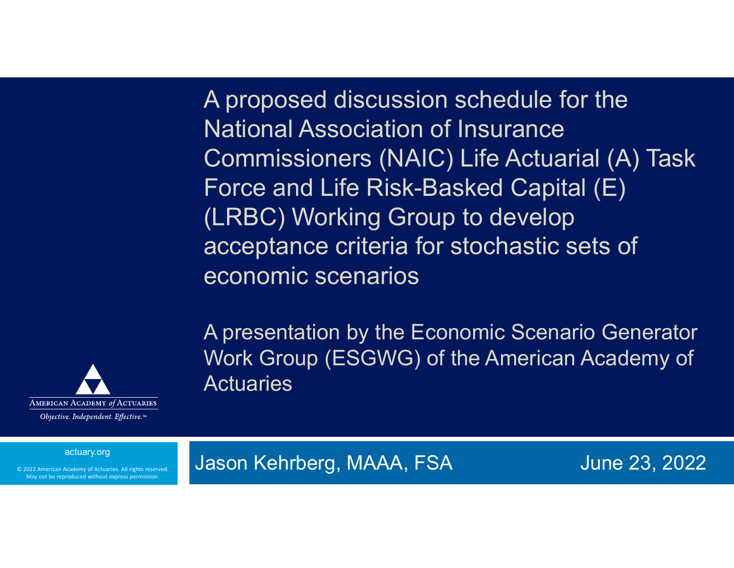# A proposed discussion schedule for the National Association of Insurance Commissioners (NAIC) Life Actuarial (A) Task Force and Life Risk-Basked Capital (E) (LRBC) Working Group to develop acceptance criteria for stochastic sets of economic scenarios

A presentation by the Economic Scenario Generator Work Group (ESGWG) of the American Academy of Actuaries

American Academy of Actuaries

*Objective. Independent. Effective.™*

actuary.org

© 2022 American Academy of Actuaries. All rights reserved. May not be reproduced without express permission.

Jason Kehrberg, MAAA, FSA

June 23, 2022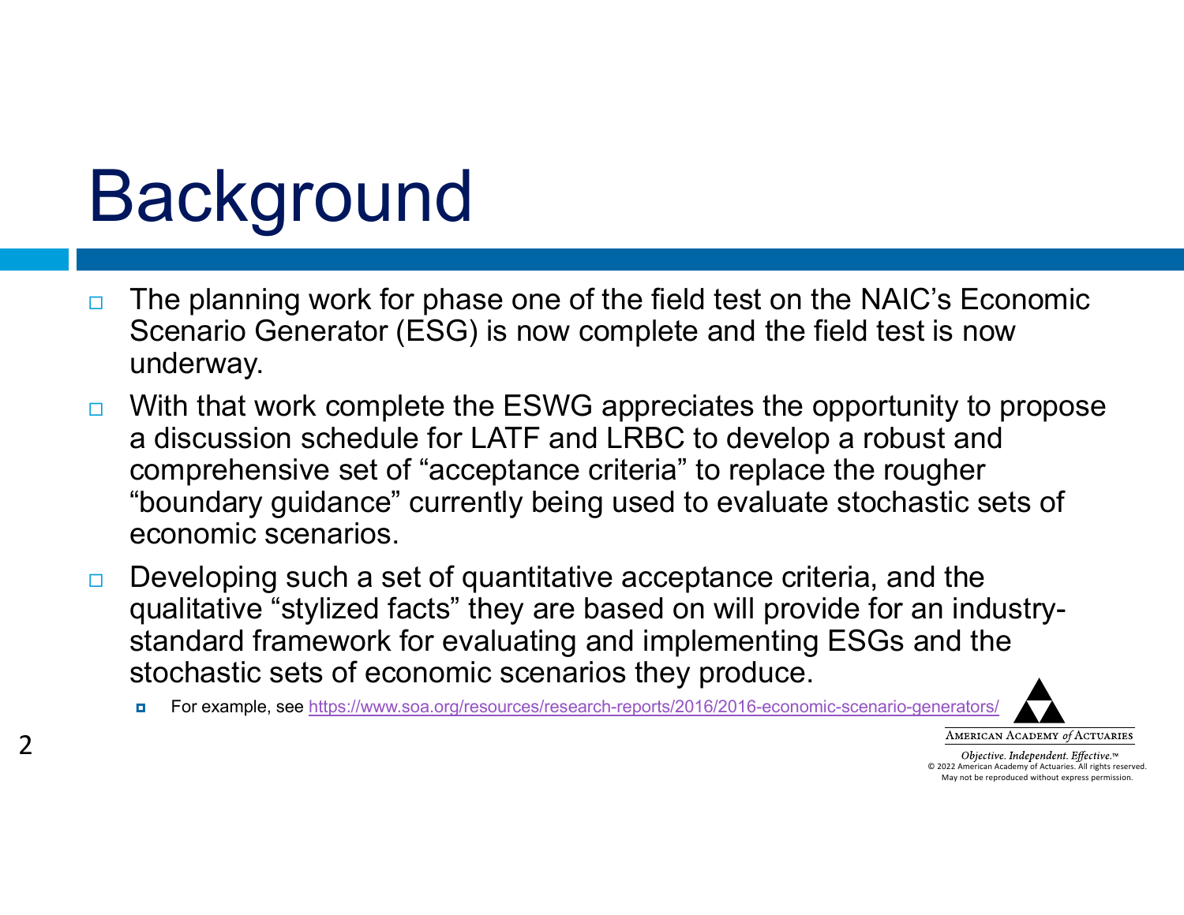# Background

- The planning work for phase one of the field test on the NAIC's Economic Scenario Generator (ESG) is now complete and the field test is now underway.
- With that work complete the ESWG appreciates the opportunity to propose a discussion schedule for LATF and LRBC to develop a robust and comprehensive set of "acceptance criteria" to replace the rougher "boundary guidance" currently being used to evaluate stochastic sets of economic scenarios.
- Developing such a set of quantitative acceptance criteria, and the qualitative "stylized facts" they are based on will provide for an industry-standard framework for evaluating and implementing ESGs and the stochastic sets of economic scenarios they produce.
  - For example, see https://www.soa.org/resources/research-reports/2016/2016-economic-scenario-generators/

American Academy of Actuaries

*Objective. Independent. Effective.*™

© 2022 American Academy of Actuaries. All rights reserved. May not be reproduced without express permission.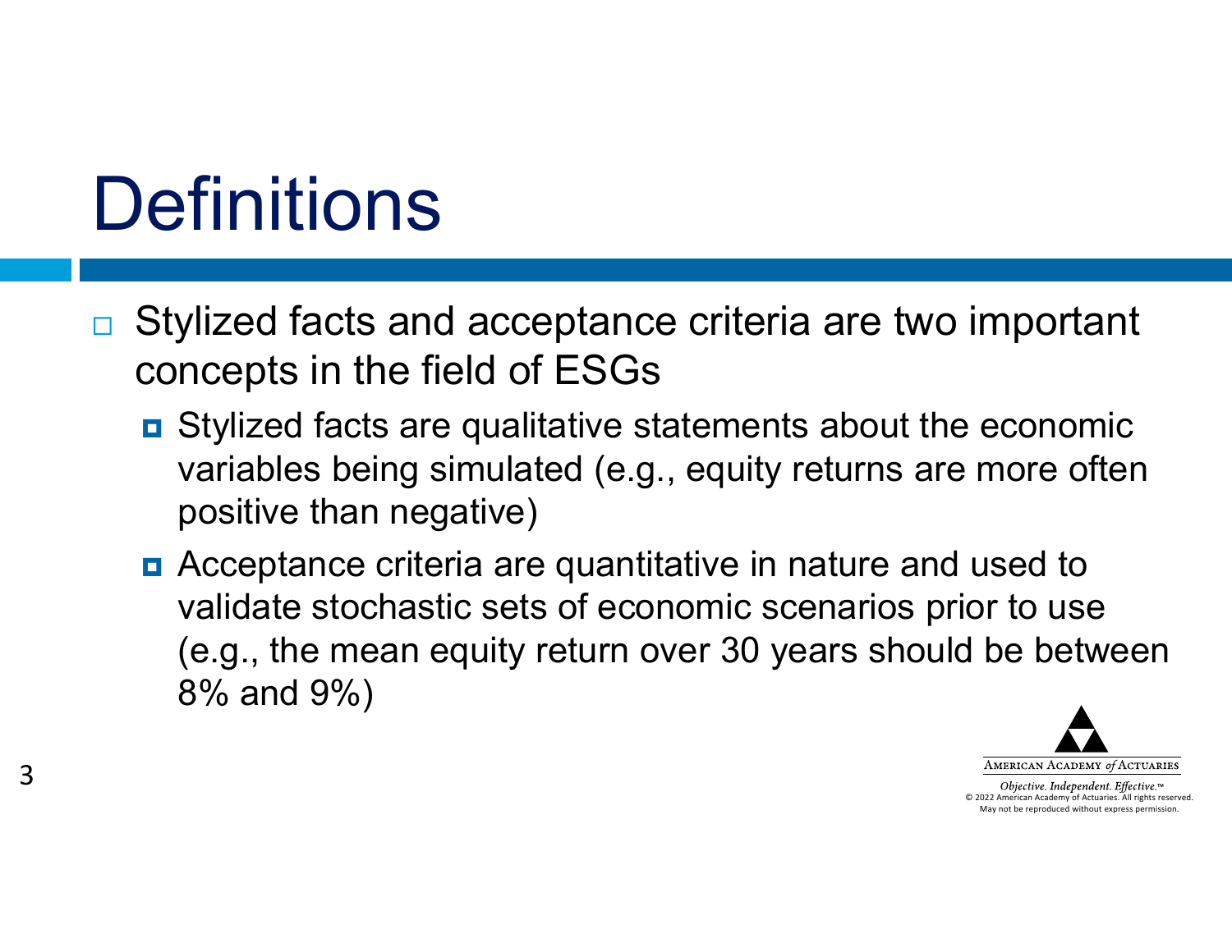# Definitions

- Stylized facts and acceptance criteria are two important concepts in the field of ESGs
  - Stylized facts are qualitative statements about the economic variables being simulated (e.g., equity returns are more often positive than negative)
  - Acceptance criteria are quantitative in nature and used to validate stochastic sets of economic scenarios prior to use (e.g., the mean equity return over 30 years should be between 8% and 9%)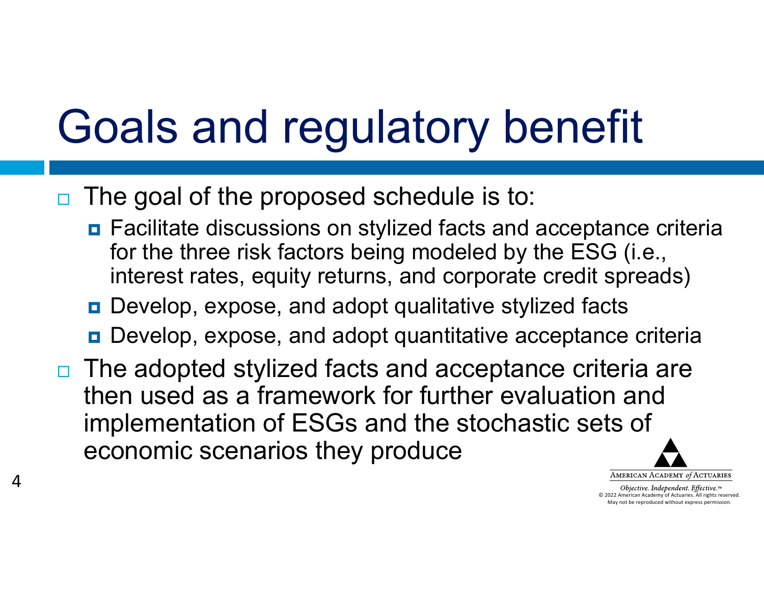# Goals and regulatory benefit

- The goal of the proposed schedule is to:
  - Facilitate discussions on stylized facts and acceptance criteria for the three risk factors being modeled by the ESG (i.e., interest rates, equity returns, and corporate credit spreads)
  - Develop, expose, and adopt qualitative stylized facts
  - Develop, expose, and adopt quantitative acceptance criteria
- The adopted stylized facts and acceptance criteria are then used as a framework for further evaluation and implementation of ESGs and the stochastic sets of economic scenarios they produce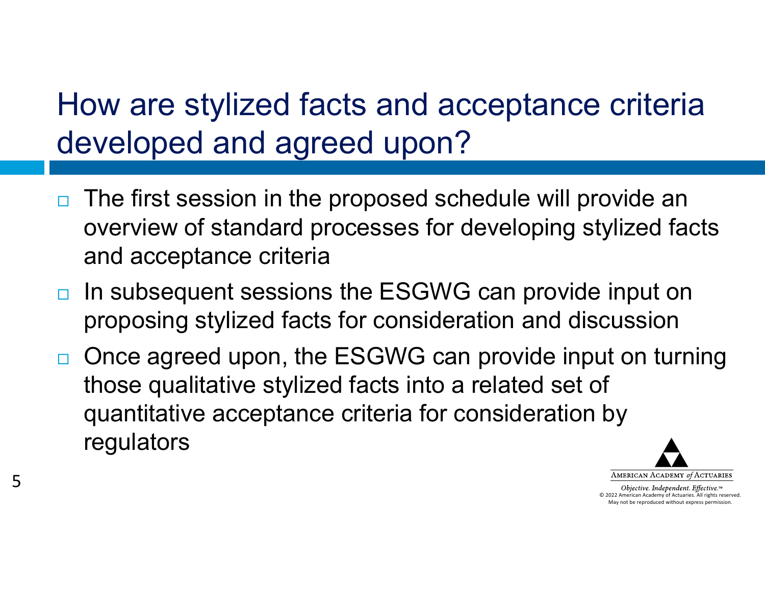# How are stylized facts and acceptance criteria developed and agreed upon?

- The first session in the proposed schedule will provide an overview of standard processes for developing stylized facts and acceptance criteria
- In subsequent sessions the ESGWG can provide input on proposing stylized facts for consideration and discussion
- Once agreed upon, the ESGWG can provide input on turning those qualitative stylized facts into a related set of quantitative acceptance criteria for consideration by regulators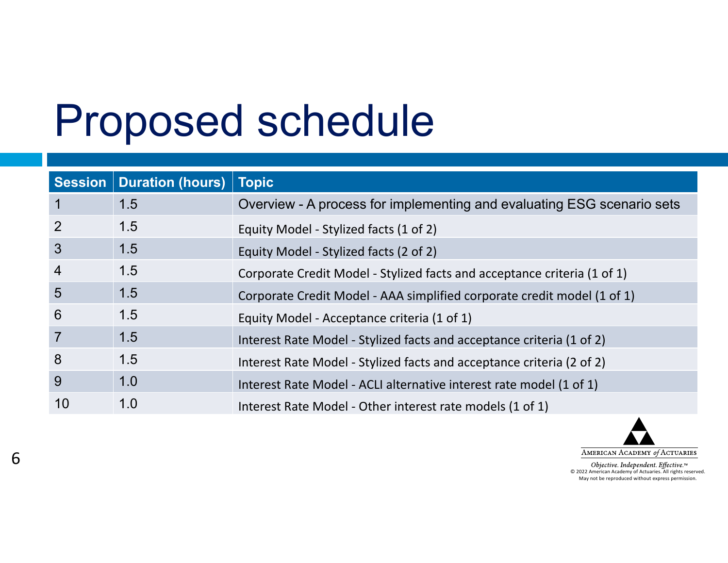# Proposed schedule

| Session | Duration (hours) | Topic |
| --- | --- | --- |
| 1 | 1.5 | Overview - A process for implementing and evaluating ESG scenario sets |
| 2 | 1.5 | Equity Model - Stylized facts (1 of 2) |
| 3 | 1.5 | Equity Model - Stylized facts (2 of 2) |
| 4 | 1.5 | Corporate Credit Model - Stylized facts and acceptance criteria (1 of 1) |
| 5 | 1.5 | Corporate Credit Model - AAA simplified corporate credit model (1 of 1) |
| 6 | 1.5 | Equity Model - Acceptance criteria (1 of 1) |
| 7 | 1.5 | Interest Rate Model - Stylized facts and acceptance criteria (1 of 2) |
| 8 | 1.5 | Interest Rate Model - Stylized facts and acceptance criteria (2 of 2) |
| 9 | 1.0 | Interest Rate Model - ACLI alternative interest rate model (1 of 1) |
| 10 | 1.0 | Interest Rate Model - Other interest rate models (1 of 1) |

American Academy *of* Actuaries

*Objective. Independent. Effective.*™

© 2022 American Academy of Actuaries. All rights reserved. May not be reproduced without express permission.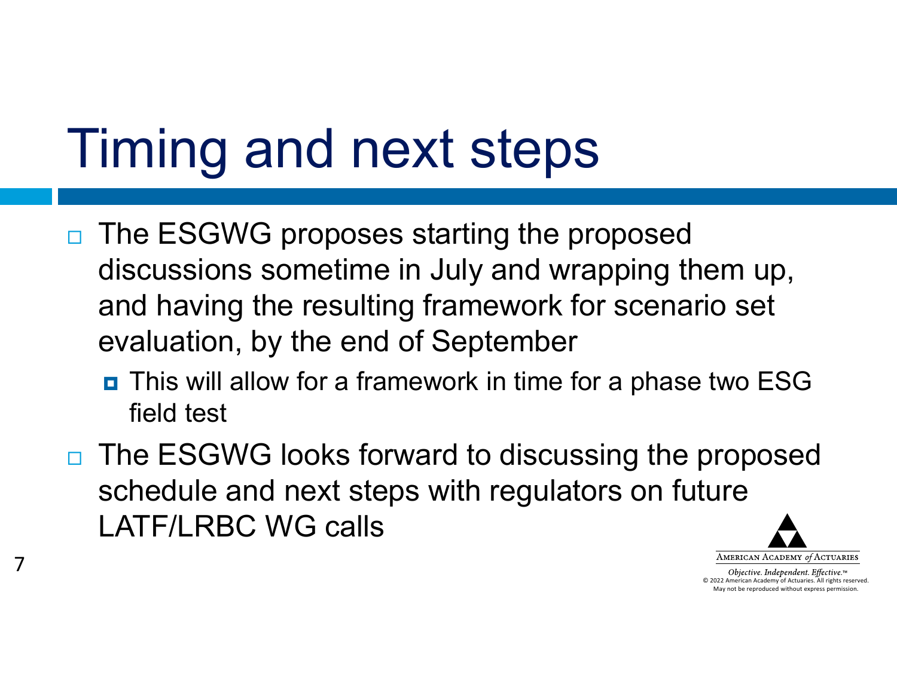# Timing and next steps

- The ESGWG proposes starting the proposed discussions sometime in July and wrapping them up, and having the resulting framework for scenario set evaluation, by the end of September
  - This will allow for a framework in time for a phase two ESG field test
- The ESGWG looks forward to discussing the proposed schedule and next steps with regulators on future LATF/LRBC WG calls

American Academy of Actuaries

*Objective. Independent. Effective.*™
© 2022 American Academy of Actuaries. All rights reserved.
May not be reproduced without express permission.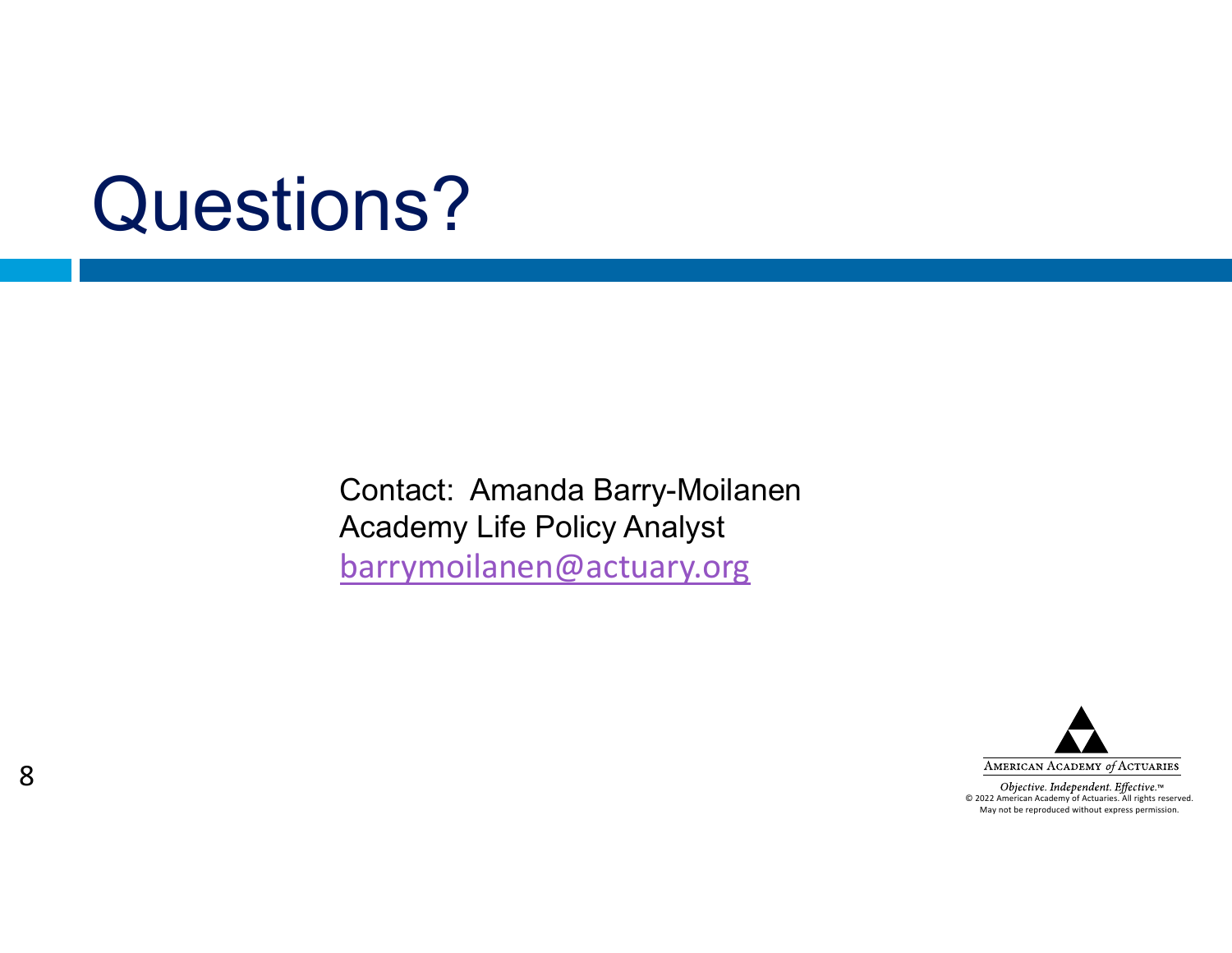# Questions?

Contact: Amanda Barry-Moilanen
Academy Life Policy Analyst
barrymoilanen@actuary.org

American Academy of Actuaries

*Objective. Independent. Effective.™*
© 2022 American Academy of Actuaries. All rights reserved.
May not be reproduced without express permission.